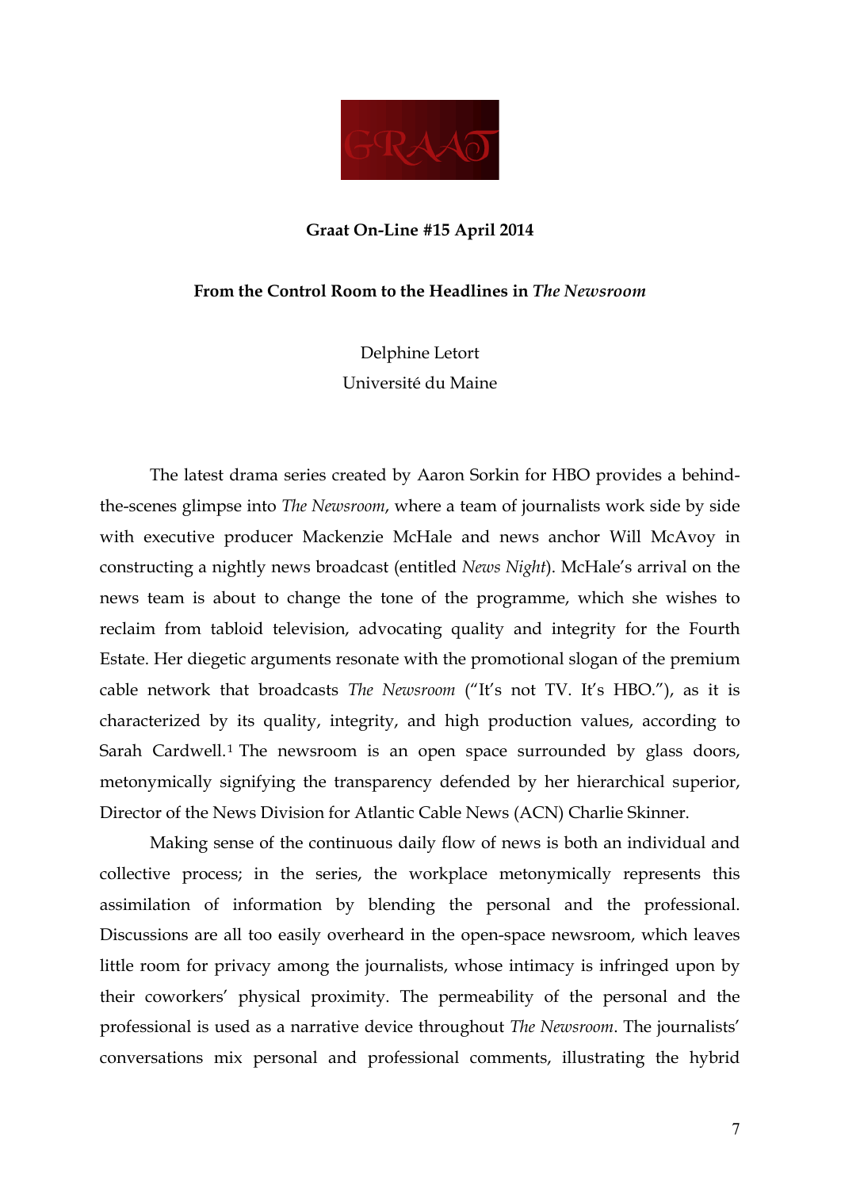**Graat On-Line #15 April 2014**

# From the Control Room to the Headlines in *The Newsroom*

Delphine Letort
Université du Maine

The latest drama series created by Aaron Sorkin for HBO provides a behind-the-scenes glimpse into *The Newsroom*, where a team of journalists work side by side with executive producer Mackenzie McHale and news anchor Will McAvoy in constructing a nightly news broadcast (entitled *News Night*). McHale's arrival on the news team is about to change the tone of the programme, which she wishes to reclaim from tabloid television, advocating quality and integrity for the Fourth Estate. Her diegetic arguments resonate with the promotional slogan of the premium cable network that broadcasts *The Newsroom* ("It's not TV. It's HBO."), as it is characterized by its quality, integrity, and high production values, according to Sarah Cardwell.[1] The newsroom is an open space surrounded by glass doors, metonymically signifying the transparency defended by her hierarchical superior, Director of the News Division for Atlantic Cable News (ACN) Charlie Skinner.

Making sense of the continuous daily flow of news is both an individual and collective process; in the series, the workplace metonymically represents this assimilation of information by blending the personal and the professional. Discussions are all too easily overheard in the open-space newsroom, which leaves little room for privacy among the journalists, whose intimacy is infringed upon by their coworkers' physical proximity. The permeability of the personal and the professional is used as a narrative device throughout *The Newsroom*. The journalists' conversations mix personal and professional comments, illustrating the hybrid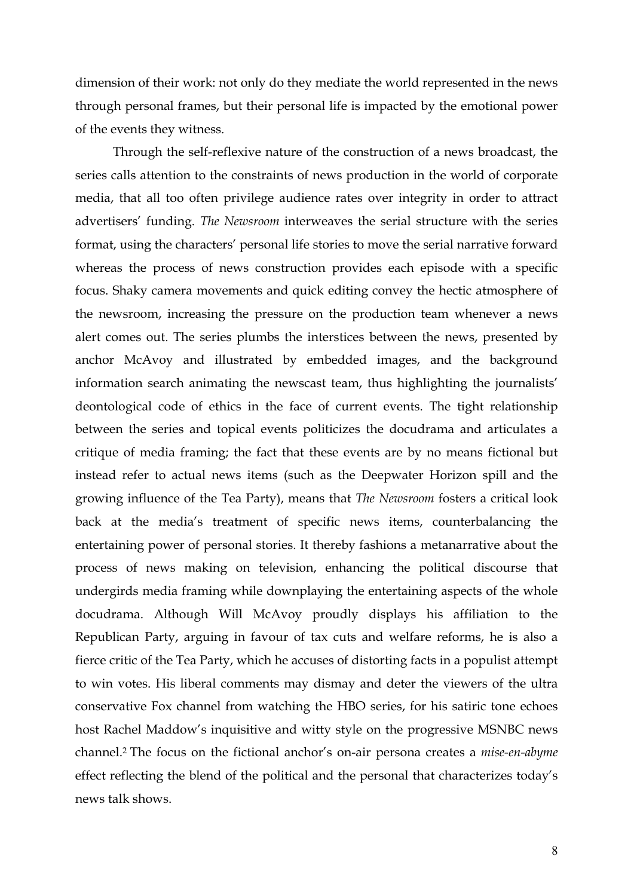dimension of their work: not only do they mediate the world represented in the news through personal frames, but their personal life is impacted by the emotional power of the events they witness.

Through the self-reflexive nature of the construction of a news broadcast, the series calls attention to the constraints of news production in the world of corporate media, that all too often privilege audience rates over integrity in order to attract advertisers' funding. *The Newsroom* interweaves the serial structure with the series format, using the characters' personal life stories to move the serial narrative forward whereas the process of news construction provides each episode with a specific focus. Shaky camera movements and quick editing convey the hectic atmosphere of the newsroom, increasing the pressure on the production team whenever a news alert comes out. The series plumbs the interstices between the news, presented by anchor McAvoy and illustrated by embedded images, and the background information search animating the newscast team, thus highlighting the journalists' deontological code of ethics in the face of current events. The tight relationship between the series and topical events politicizes the docudrama and articulates a critique of media framing; the fact that these events are by no means fictional but instead refer to actual news items (such as the Deepwater Horizon spill and the growing influence of the Tea Party), means that *The Newsroom* fosters a critical look back at the media's treatment of specific news items, counterbalancing the entertaining power of personal stories. It thereby fashions a metanarrative about the process of news making on television, enhancing the political discourse that undergirds media framing while downplaying the entertaining aspects of the whole docudrama. Although Will McAvoy proudly displays his affiliation to the Republican Party, arguing in favour of tax cuts and welfare reforms, he is also a fierce critic of the Tea Party, which he accuses of distorting facts in a populist attempt to win votes. His liberal comments may dismay and deter the viewers of the ultra conservative Fox channel from watching the HBO series, for his satiric tone echoes host Rachel Maddow's inquisitive and witty style on the progressive MSNBC news channel.[2] The focus on the fictional anchor's on-air persona creates a *mise-en-abyme* effect reflecting the blend of the political and the personal that characterizes today's news talk shows.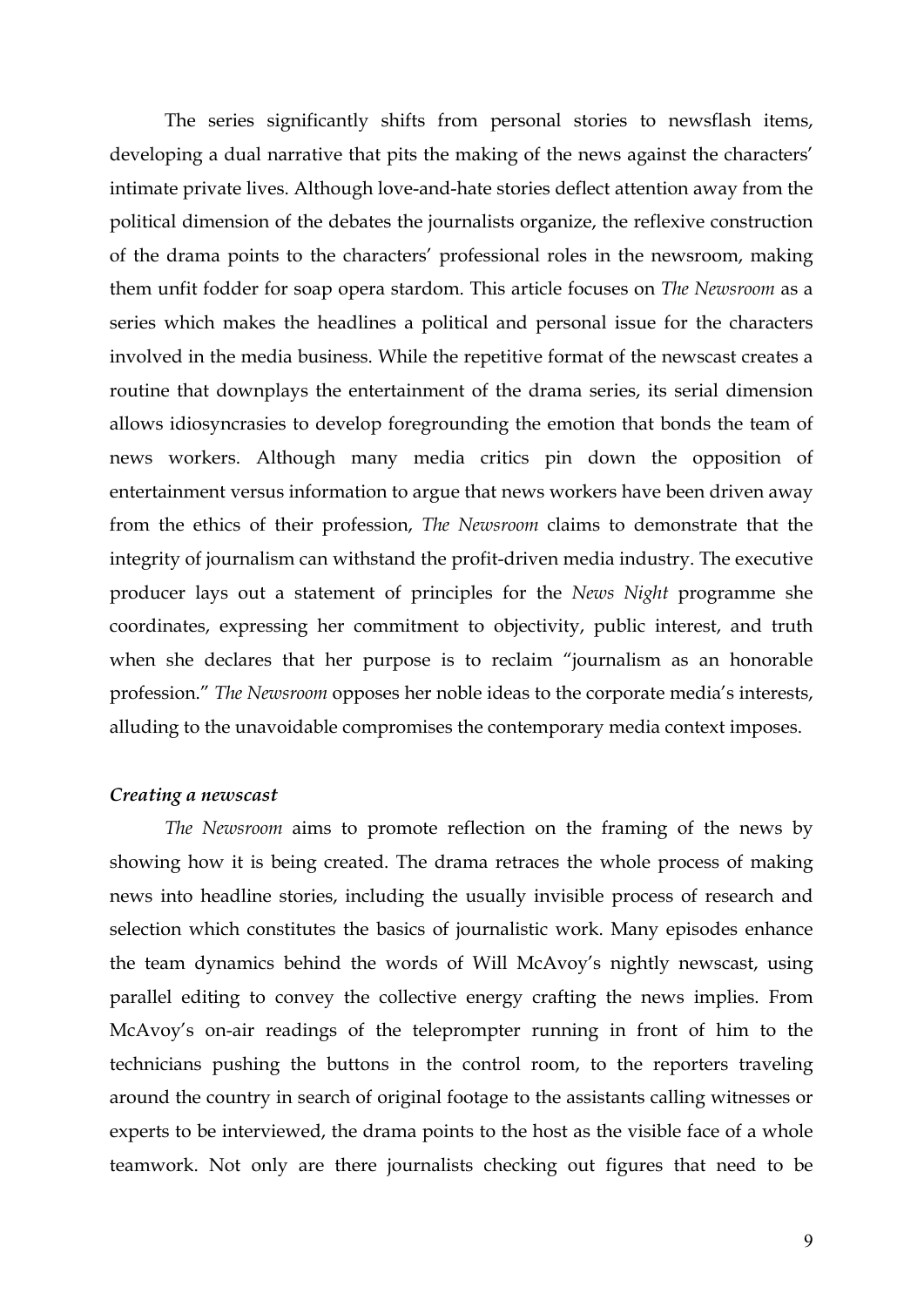The series significantly shifts from personal stories to newsflash items, developing a dual narrative that pits the making of the news against the characters' intimate private lives. Although love-and-hate stories deflect attention away from the political dimension of the debates the journalists organize, the reflexive construction of the drama points to the characters' professional roles in the newsroom, making them unfit fodder for soap opera stardom. This article focuses on *The Newsroom* as a series which makes the headlines a political and personal issue for the characters involved in the media business. While the repetitive format of the newscast creates a routine that downplays the entertainment of the drama series, its serial dimension allows idiosyncrasies to develop foregrounding the emotion that bonds the team of news workers. Although many media critics pin down the opposition of entertainment versus information to argue that news workers have been driven away from the ethics of their profession, *The Newsroom* claims to demonstrate that the integrity of journalism can withstand the profit-driven media industry. The executive producer lays out a statement of principles for the *News Night* programme she coordinates, expressing her commitment to objectivity, public interest, and truth when she declares that her purpose is to reclaim "journalism as an honorable profession." *The Newsroom* opposes her noble ideas to the corporate media's interests, alluding to the unavoidable compromises the contemporary media context imposes.

### *Creating a newscast*

*The Newsroom* aims to promote reflection on the framing of the news by showing how it is being created. The drama retraces the whole process of making news into headline stories, including the usually invisible process of research and selection which constitutes the basics of journalistic work. Many episodes enhance the team dynamics behind the words of Will McAvoy's nightly newscast, using parallel editing to convey the collective energy crafting the news implies. From McAvoy's on-air readings of the teleprompter running in front of him to the technicians pushing the buttons in the control room, to the reporters traveling around the country in search of original footage to the assistants calling witnesses or experts to be interviewed, the drama points to the host as the visible face of a whole teamwork. Not only are there journalists checking out figures that need to be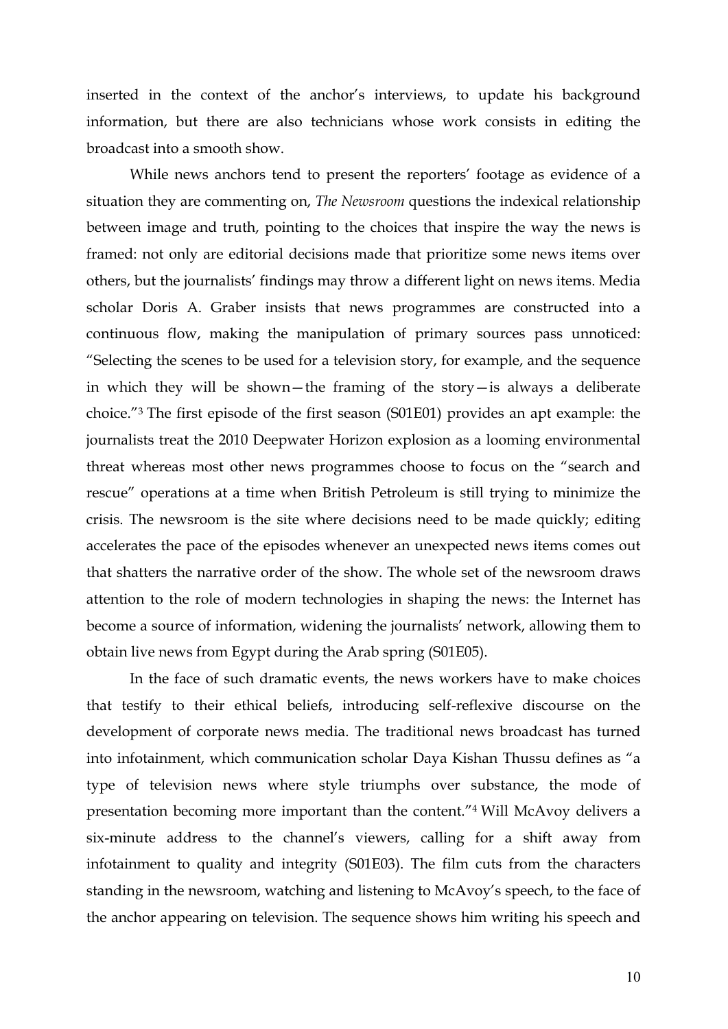inserted in the context of the anchor's interviews, to update his background information, but there are also technicians whose work consists in editing the broadcast into a smooth show.

While news anchors tend to present the reporters' footage as evidence of a situation they are commenting on, *The Newsroom* questions the indexical relationship between image and truth, pointing to the choices that inspire the way the news is framed: not only are editorial decisions made that prioritize some news items over others, but the journalists' findings may throw a different light on news items. Media scholar Doris A. Graber insists that news programmes are constructed into a continuous flow, making the manipulation of primary sources pass unnoticed: "Selecting the scenes to be used for a television story, for example, and the sequence in which they will be shown—the framing of the story—is always a deliberate choice."[3] The first episode of the first season (S01E01) provides an apt example: the journalists treat the 2010 Deepwater Horizon explosion as a looming environmental threat whereas most other news programmes choose to focus on the "search and rescue" operations at a time when British Petroleum is still trying to minimize the crisis. The newsroom is the site where decisions need to be made quickly; editing accelerates the pace of the episodes whenever an unexpected news items comes out that shatters the narrative order of the show. The whole set of the newsroom draws attention to the role of modern technologies in shaping the news: the Internet has become a source of information, widening the journalists' network, allowing them to obtain live news from Egypt during the Arab spring (S01E05).

In the face of such dramatic events, the news workers have to make choices that testify to their ethical beliefs, introducing self-reflexive discourse on the development of corporate news media. The traditional news broadcast has turned into infotainment, which communication scholar Daya Kishan Thussu defines as "a type of television news where style triumphs over substance, the mode of presentation becoming more important than the content."[4] Will McAvoy delivers a six-minute address to the channel's viewers, calling for a shift away from infotainment to quality and integrity (S01E03). The film cuts from the characters standing in the newsroom, watching and listening to McAvoy's speech, to the face of the anchor appearing on television. The sequence shows him writing his speech and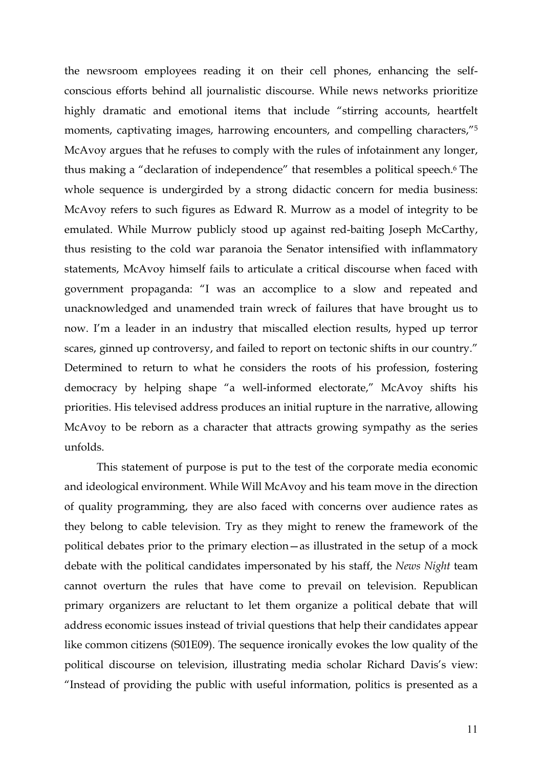the newsroom employees reading it on their cell phones, enhancing the self-conscious efforts behind all journalistic discourse. While news networks prioritize highly dramatic and emotional items that include "stirring accounts, heartfelt moments, captivating images, harrowing encounters, and compelling characters,"[5] McAvoy argues that he refuses to comply with the rules of infotainment any longer, thus making a "declaration of independence" that resembles a political speech.[6] The whole sequence is undergirded by a strong didactic concern for media business: McAvoy refers to such figures as Edward R. Murrow as a model of integrity to be emulated. While Murrow publicly stood up against red-baiting Joseph McCarthy, thus resisting to the cold war paranoia the Senator intensified with inflammatory statements, McAvoy himself fails to articulate a critical discourse when faced with government propaganda: "I was an accomplice to a slow and repeated and unacknowledged and unamended train wreck of failures that have brought us to now. I'm a leader in an industry that miscalled election results, hyped up terror scares, ginned up controversy, and failed to report on tectonic shifts in our country." Determined to return to what he considers the roots of his profession, fostering democracy by helping shape "a well-informed electorate," McAvoy shifts his priorities. His televised address produces an initial rupture in the narrative, allowing McAvoy to be reborn as a character that attracts growing sympathy as the series unfolds.

This statement of purpose is put to the test of the corporate media economic and ideological environment. While Will McAvoy and his team move in the direction of quality programming, they are also faced with concerns over audience rates as they belong to cable television. Try as they might to renew the framework of the political debates prior to the primary election—as illustrated in the setup of a mock debate with the political candidates impersonated by his staff, the *News Night* team cannot overturn the rules that have come to prevail on television. Republican primary organizers are reluctant to let them organize a political debate that will address economic issues instead of trivial questions that help their candidates appear like common citizens (S01E09). The sequence ironically evokes the low quality of the political discourse on television, illustrating media scholar Richard Davis's view: "Instead of providing the public with useful information, politics is presented as a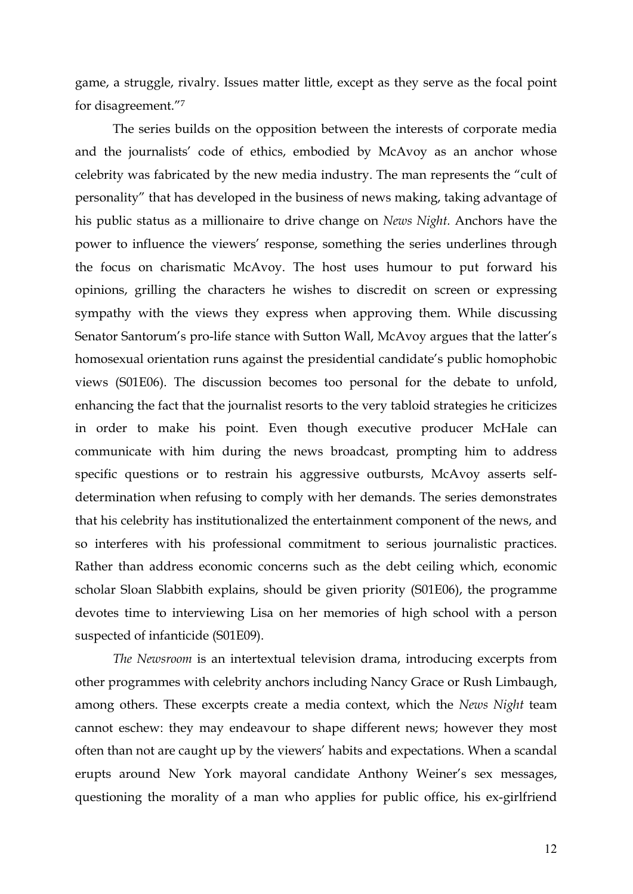game, a struggle, rivalry. Issues matter little, except as they serve as the focal point for disagreement."[7]

The series builds on the opposition between the interests of corporate media and the journalists' code of ethics, embodied by McAvoy as an anchor whose celebrity was fabricated by the new media industry. The man represents the "cult of personality" that has developed in the business of news making, taking advantage of his public status as a millionaire to drive change on *News Night.* Anchors have the power to influence the viewers' response, something the series underlines through the focus on charismatic McAvoy. The host uses humour to put forward his opinions, grilling the characters he wishes to discredit on screen or expressing sympathy with the views they express when approving them. While discussing Senator Santorum's pro-life stance with Sutton Wall, McAvoy argues that the latter's homosexual orientation runs against the presidential candidate's public homophobic views (S01E06). The discussion becomes too personal for the debate to unfold, enhancing the fact that the journalist resorts to the very tabloid strategies he criticizes in order to make his point. Even though executive producer McHale can communicate with him during the news broadcast, prompting him to address specific questions or to restrain his aggressive outbursts, McAvoy asserts self-determination when refusing to comply with her demands. The series demonstrates that his celebrity has institutionalized the entertainment component of the news, and so interferes with his professional commitment to serious journalistic practices. Rather than address economic concerns such as the debt ceiling which, economic scholar Sloan Slabbith explains, should be given priority (S01E06), the programme devotes time to interviewing Lisa on her memories of high school with a person suspected of infanticide (S01E09).

*The Newsroom* is an intertextual television drama, introducing excerpts from other programmes with celebrity anchors including Nancy Grace or Rush Limbaugh, among others. These excerpts create a media context, which the *News Night* team cannot eschew: they may endeavour to shape different news; however they most often than not are caught up by the viewers' habits and expectations. When a scandal erupts around New York mayoral candidate Anthony Weiner's sex messages, questioning the morality of a man who applies for public office, his ex-girlfriend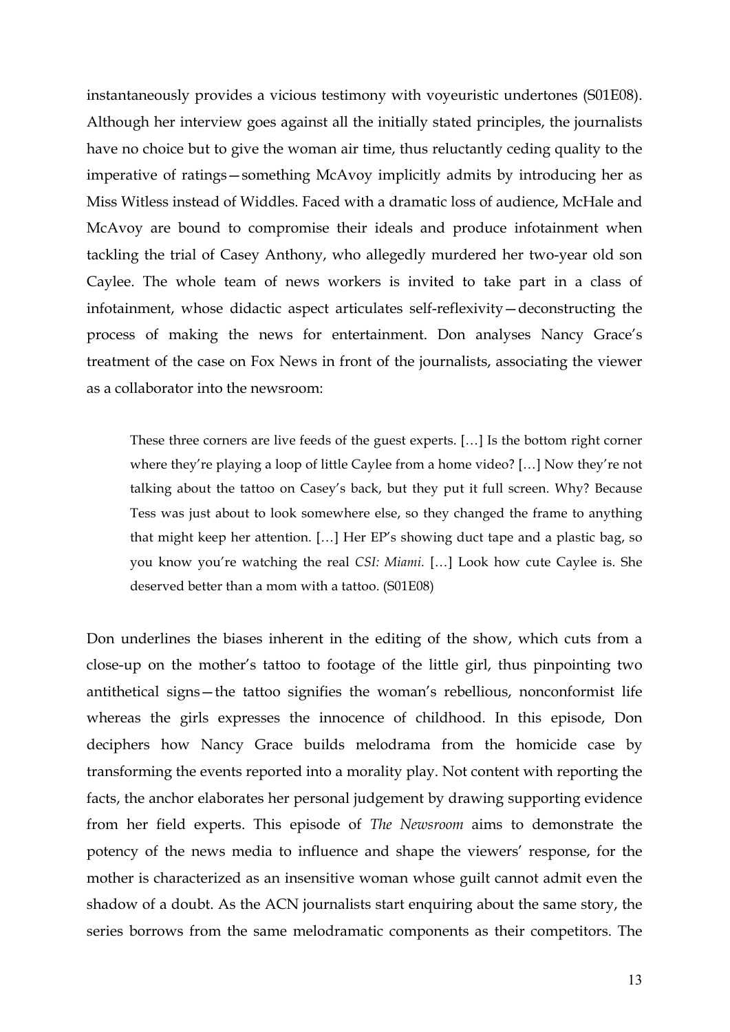instantaneously provides a vicious testimony with voyeuristic undertones (S01E08). Although her interview goes against all the initially stated principles, the journalists have no choice but to give the woman air time, thus reluctantly ceding quality to the imperative of ratings—something McAvoy implicitly admits by introducing her as Miss Witless instead of Widdles. Faced with a dramatic loss of audience, McHale and McAvoy are bound to compromise their ideals and produce infotainment when tackling the trial of Casey Anthony, who allegedly murdered her two-year old son Caylee. The whole team of news workers is invited to take part in a class of infotainment, whose didactic aspect articulates self-reflexivity—deconstructing the process of making the news for entertainment. Don analyses Nancy Grace's treatment of the case on Fox News in front of the journalists, associating the viewer as a collaborator into the newsroom:

> These three corners are live feeds of the guest experts. […] Is the bottom right corner where they're playing a loop of little Caylee from a home video? […] Now they're not talking about the tattoo on Casey's back, but they put it full screen. Why? Because Tess was just about to look somewhere else, so they changed the frame to anything that might keep her attention. […] Her EP's showing duct tape and a plastic bag, so you know you're watching the real *CSI: Miami*. […] Look how cute Caylee is. She deserved better than a mom with a tattoo. (S01E08)

Don underlines the biases inherent in the editing of the show, which cuts from a close-up on the mother's tattoo to footage of the little girl, thus pinpointing two antithetical signs—the tattoo signifies the woman's rebellious, nonconformist life whereas the girls expresses the innocence of childhood. In this episode, Don deciphers how Nancy Grace builds melodrama from the homicide case by transforming the events reported into a morality play. Not content with reporting the facts, the anchor elaborates her personal judgement by drawing supporting evidence from her field experts. This episode of *The Newsroom* aims to demonstrate the potency of the news media to influence and shape the viewers' response, for the mother is characterized as an insensitive woman whose guilt cannot admit even the shadow of a doubt. As the ACN journalists start enquiring about the same story, the series borrows from the same melodramatic components as their competitors. The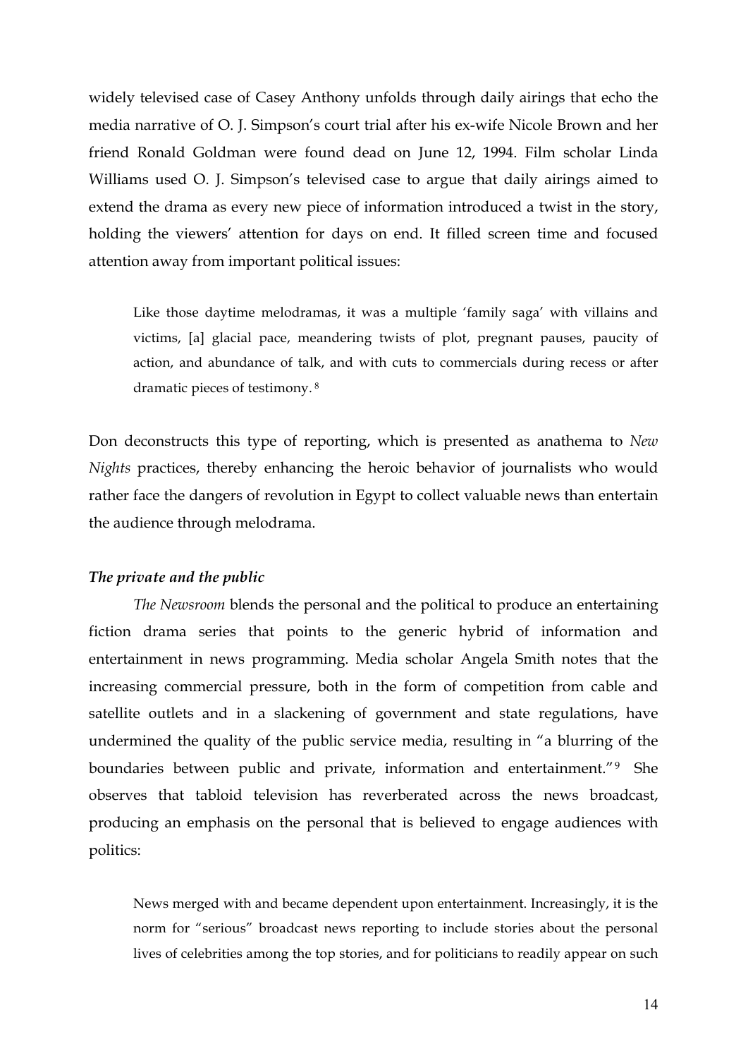widely televised case of Casey Anthony unfolds through daily airings that echo the media narrative of O. J. Simpson's court trial after his ex-wife Nicole Brown and her friend Ronald Goldman were found dead on June 12, 1994. Film scholar Linda Williams used O. J. Simpson's televised case to argue that daily airings aimed to extend the drama as every new piece of information introduced a twist in the story, holding the viewers' attention for days on end. It filled screen time and focused attention away from important political issues:

> Like those daytime melodramas, it was a multiple 'family saga' with villains and victims, [a] glacial pace, meandering twists of plot, pregnant pauses, paucity of action, and abundance of talk, and with cuts to commercials during recess or after dramatic pieces of testimony. [8]

Don deconstructs this type of reporting, which is presented as anathema to *New Nights* practices, thereby enhancing the heroic behavior of journalists who would rather face the dangers of revolution in Egypt to collect valuable news than entertain the audience through melodrama.

### *The private and the public*

*The Newsroom* blends the personal and the political to produce an entertaining fiction drama series that points to the generic hybrid of information and entertainment in news programming. Media scholar Angela Smith notes that the increasing commercial pressure, both in the form of competition from cable and satellite outlets and in a slackening of government and state regulations, have undermined the quality of the public service media, resulting in "a blurring of the boundaries between public and private, information and entertainment." [9] She observes that tabloid television has reverberated across the news broadcast, producing an emphasis on the personal that is believed to engage audiences with politics:

> News merged with and became dependent upon entertainment. Increasingly, it is the norm for "serious" broadcast news reporting to include stories about the personal lives of celebrities among the top stories, and for politicians to readily appear on such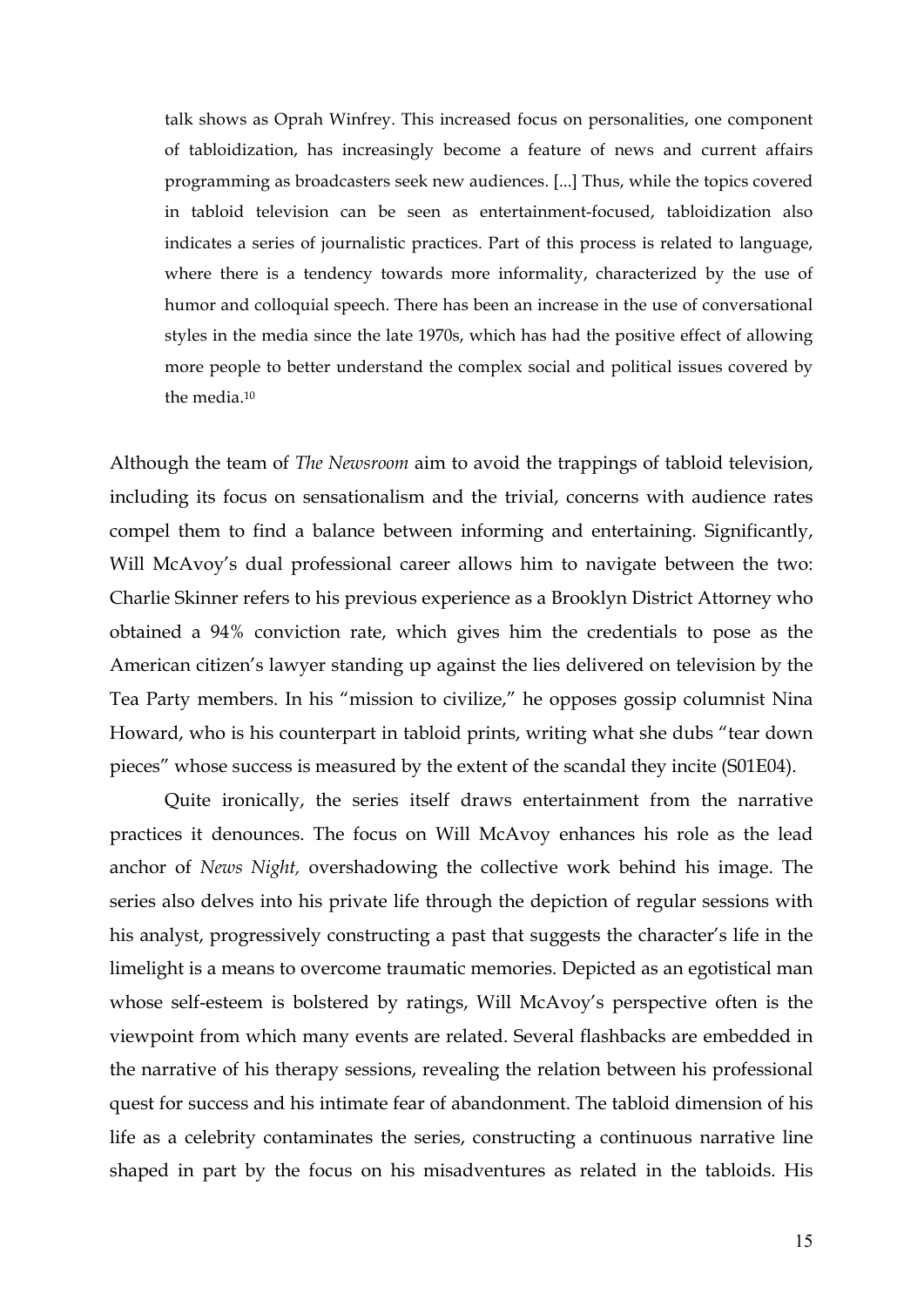> talk shows as Oprah Winfrey. This increased focus on personalities, one component of tabloidization, has increasingly become a feature of news and current affairs programming as broadcasters seek new audiences. [...] Thus, while the topics covered in tabloid television can be seen as entertainment-focused, tabloidization also indicates a series of journalistic practices. Part of this process is related to language, where there is a tendency towards more informality, characterized by the use of humor and colloquial speech. There has been an increase in the use of conversational styles in the media since the late 1970s, which has had the positive effect of allowing more people to better understand the complex social and political issues covered by the media.[10]

Although the team of *The Newsroom* aim to avoid the trappings of tabloid television, including its focus on sensationalism and the trivial, concerns with audience rates compel them to find a balance between informing and entertaining. Significantly, Will McAvoy's dual professional career allows him to navigate between the two: Charlie Skinner refers to his previous experience as a Brooklyn District Attorney who obtained a 94% conviction rate, which gives him the credentials to pose as the American citizen's lawyer standing up against the lies delivered on television by the Tea Party members. In his "mission to civilize," he opposes gossip columnist Nina Howard, who is his counterpart in tabloid prints, writing what she dubs "tear down pieces" whose success is measured by the extent of the scandal they incite (S01E04).

Quite ironically, the series itself draws entertainment from the narrative practices it denounces. The focus on Will McAvoy enhances his role as the lead anchor of *News Night,* overshadowing the collective work behind his image. The series also delves into his private life through the depiction of regular sessions with his analyst, progressively constructing a past that suggests the character's life in the limelight is a means to overcome traumatic memories. Depicted as an egotistical man whose self-esteem is bolstered by ratings, Will McAvoy's perspective often is the viewpoint from which many events are related. Several flashbacks are embedded in the narrative of his therapy sessions, revealing the relation between his professional quest for success and his intimate fear of abandonment. The tabloid dimension of his life as a celebrity contaminates the series, constructing a continuous narrative line shaped in part by the focus on his misadventures as related in the tabloids. His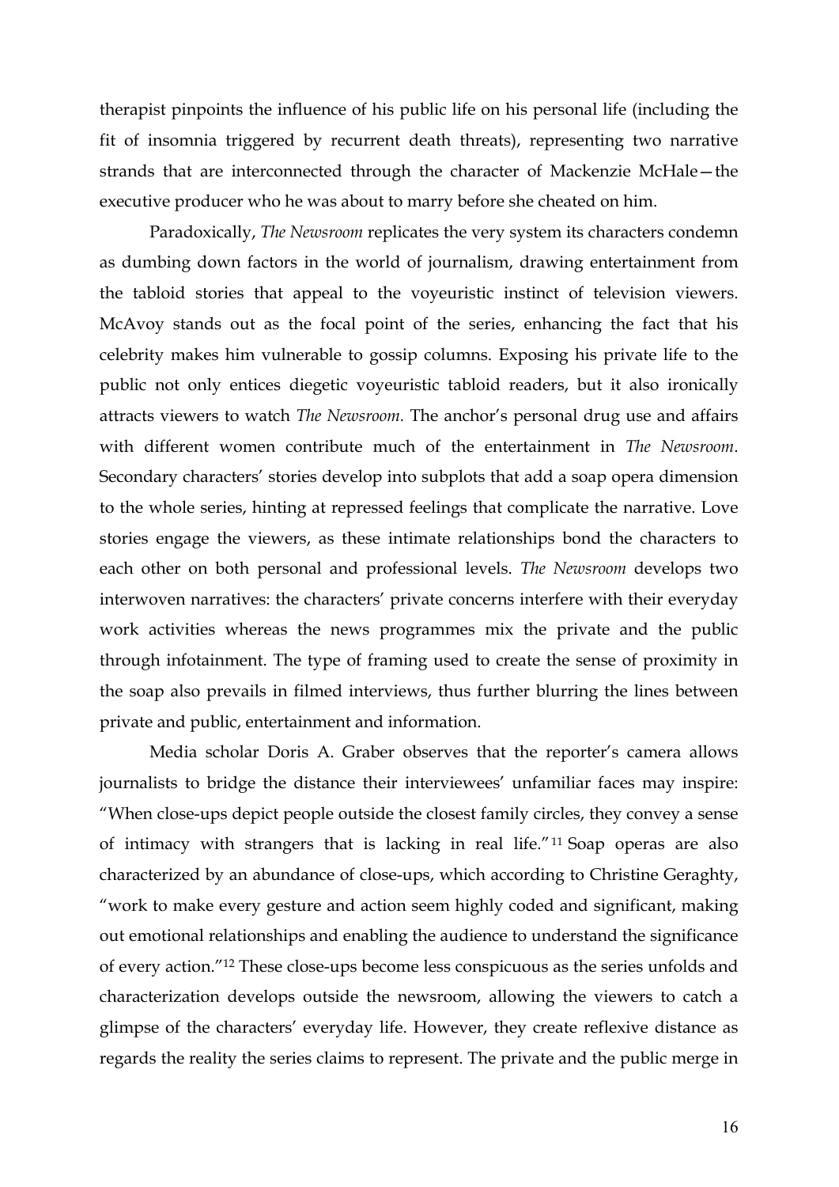therapist pinpoints the influence of his public life on his personal life (including the fit of insomnia triggered by recurrent death threats), representing two narrative strands that are interconnected through the character of Mackenzie McHale—the executive producer who he was about to marry before she cheated on him.

Paradoxically, *The Newsroom* replicates the very system its characters condemn as dumbing down factors in the world of journalism, drawing entertainment from the tabloid stories that appeal to the voyeuristic instinct of television viewers. McAvoy stands out as the focal point of the series, enhancing the fact that his celebrity makes him vulnerable to gossip columns. Exposing his private life to the public not only entices diegetic voyeuristic tabloid readers, but it also ironically attracts viewers to watch *The Newsroom*. The anchor's personal drug use and affairs with different women contribute much of the entertainment in *The Newsroom*. Secondary characters' stories develop into subplots that add a soap opera dimension to the whole series, hinting at repressed feelings that complicate the narrative. Love stories engage the viewers, as these intimate relationships bond the characters to each other on both personal and professional levels. *The Newsroom* develops two interwoven narratives: the characters' private concerns interfere with their everyday work activities whereas the news programmes mix the private and the public through infotainment. The type of framing used to create the sense of proximity in the soap also prevails in filmed interviews, thus further blurring the lines between private and public, entertainment and information.

Media scholar Doris A. Graber observes that the reporter's camera allows journalists to bridge the distance their interviewees' unfamiliar faces may inspire: "When close-ups depict people outside the closest family circles, they convey a sense of intimacy with strangers that is lacking in real life."[11] Soap operas are also characterized by an abundance of close-ups, which according to Christine Geraghty, "work to make every gesture and action seem highly coded and significant, making out emotional relationships and enabling the audience to understand the significance of every action."[12] These close-ups become less conspicuous as the series unfolds and characterization develops outside the newsroom, allowing the viewers to catch a glimpse of the characters' everyday life. However, they create reflexive distance as regards the reality the series claims to represent. The private and the public merge in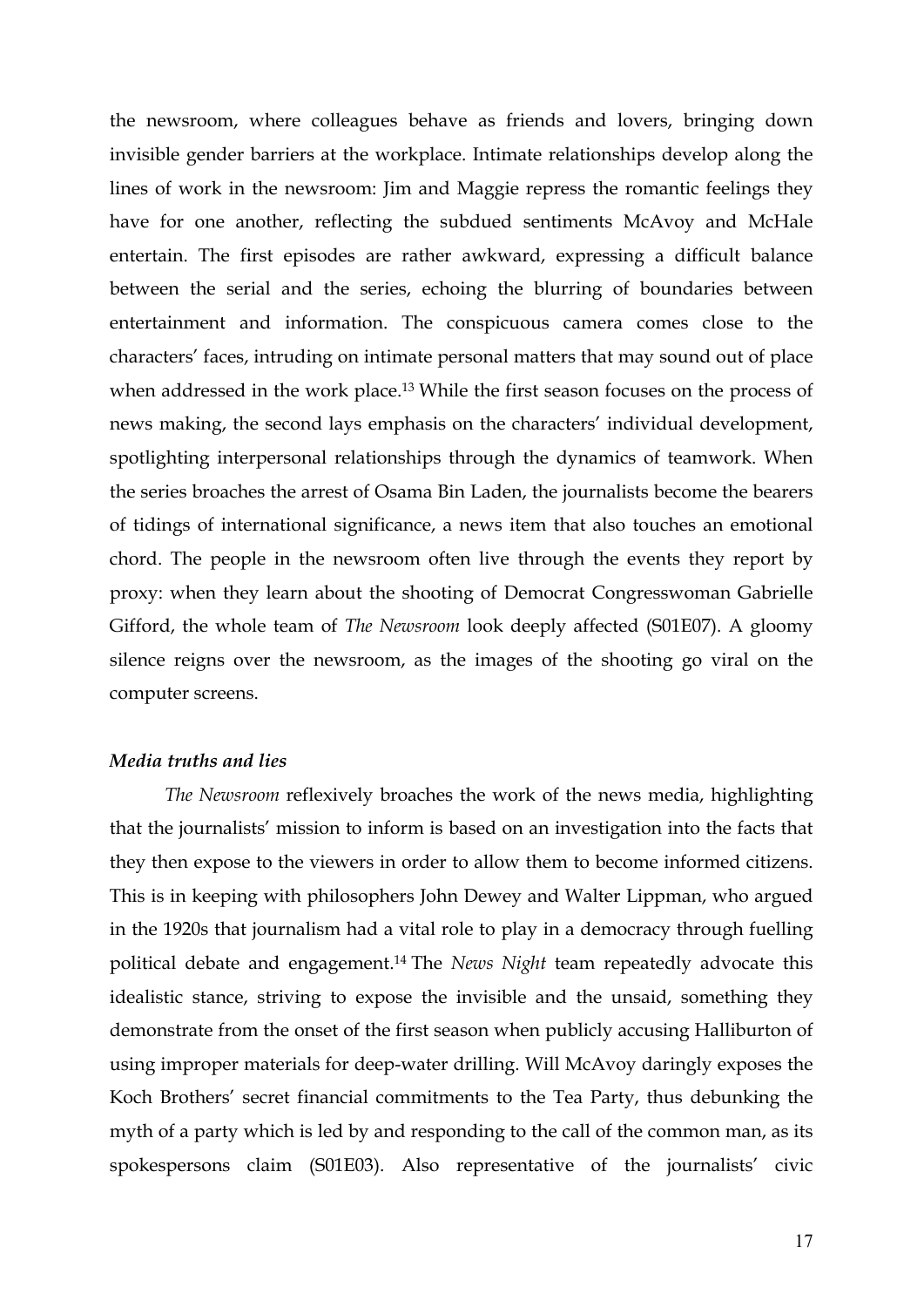the newsroom, where colleagues behave as friends and lovers, bringing down invisible gender barriers at the workplace. Intimate relationships develop along the lines of work in the newsroom: Jim and Maggie repress the romantic feelings they have for one another, reflecting the subdued sentiments McAvoy and McHale entertain. The first episodes are rather awkward, expressing a difficult balance between the serial and the series, echoing the blurring of boundaries between entertainment and information. The conspicuous camera comes close to the characters' faces, intruding on intimate personal matters that may sound out of place when addressed in the work place.[13] While the first season focuses on the process of news making, the second lays emphasis on the characters' individual development, spotlighting interpersonal relationships through the dynamics of teamwork. When the series broaches the arrest of Osama Bin Laden, the journalists become the bearers of tidings of international significance, a news item that also touches an emotional chord. The people in the newsroom often live through the events they report by proxy: when they learn about the shooting of Democrat Congresswoman Gabrielle Gifford, the whole team of *The Newsroom* look deeply affected (S01E07). A gloomy silence reigns over the newsroom, as the images of the shooting go viral on the computer screens.

### *Media truths and lies*

*The Newsroom* reflexively broaches the work of the news media, highlighting that the journalists' mission to inform is based on an investigation into the facts that they then expose to the viewers in order to allow them to become informed citizens. This is in keeping with philosophers John Dewey and Walter Lippman, who argued in the 1920s that journalism had a vital role to play in a democracy through fuelling political debate and engagement.[14] The *News Night* team repeatedly advocate this idealistic stance, striving to expose the invisible and the unsaid, something they demonstrate from the onset of the first season when publicly accusing Halliburton of using improper materials for deep-water drilling. Will McAvoy daringly exposes the Koch Brothers' secret financial commitments to the Tea Party, thus debunking the myth of a party which is led by and responding to the call of the common man, as its spokespersons claim (S01E03). Also representative of the journalists' civic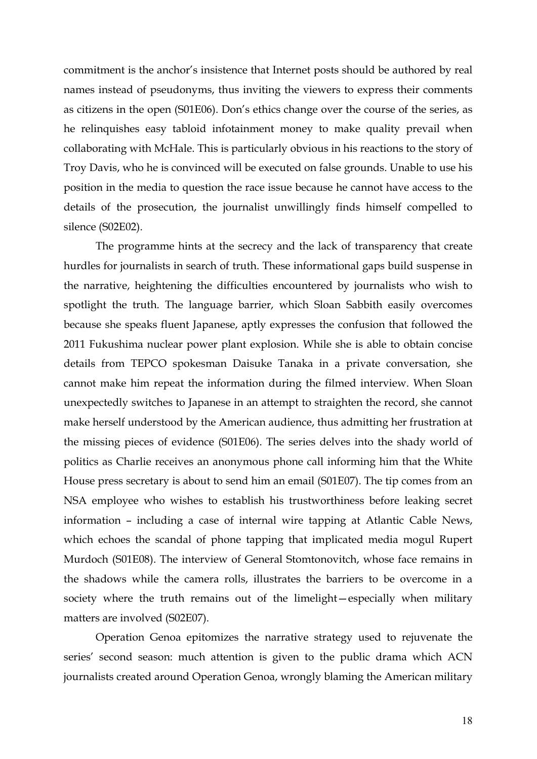commitment is the anchor's insistence that Internet posts should be authored by real names instead of pseudonyms, thus inviting the viewers to express their comments as citizens in the open (S01E06). Don's ethics change over the course of the series, as he relinquishes easy tabloid infotainment money to make quality prevail when collaborating with McHale. This is particularly obvious in his reactions to the story of Troy Davis, who he is convinced will be executed on false grounds. Unable to use his position in the media to question the race issue because he cannot have access to the details of the prosecution, the journalist unwillingly finds himself compelled to silence (S02E02).

The programme hints at the secrecy and the lack of transparency that create hurdles for journalists in search of truth. These informational gaps build suspense in the narrative, heightening the difficulties encountered by journalists who wish to spotlight the truth. The language barrier, which Sloan Sabbith easily overcomes because she speaks fluent Japanese, aptly expresses the confusion that followed the 2011 Fukushima nuclear power plant explosion. While she is able to obtain concise details from TEPCO spokesman Daisuke Tanaka in a private conversation, she cannot make him repeat the information during the filmed interview. When Sloan unexpectedly switches to Japanese in an attempt to straighten the record, she cannot make herself understood by the American audience, thus admitting her frustration at the missing pieces of evidence (S01E06). The series delves into the shady world of politics as Charlie receives an anonymous phone call informing him that the White House press secretary is about to send him an email (S01E07). The tip comes from an NSA employee who wishes to establish his trustworthiness before leaking secret information – including a case of internal wire tapping at Atlantic Cable News, which echoes the scandal of phone tapping that implicated media mogul Rupert Murdoch (S01E08). The interview of General Stomtonovitch, whose face remains in the shadows while the camera rolls, illustrates the barriers to be overcome in a society where the truth remains out of the limelight—especially when military matters are involved (S02E07).

Operation Genoa epitomizes the narrative strategy used to rejuvenate the series' second season: much attention is given to the public drama which ACN journalists created around Operation Genoa, wrongly blaming the American military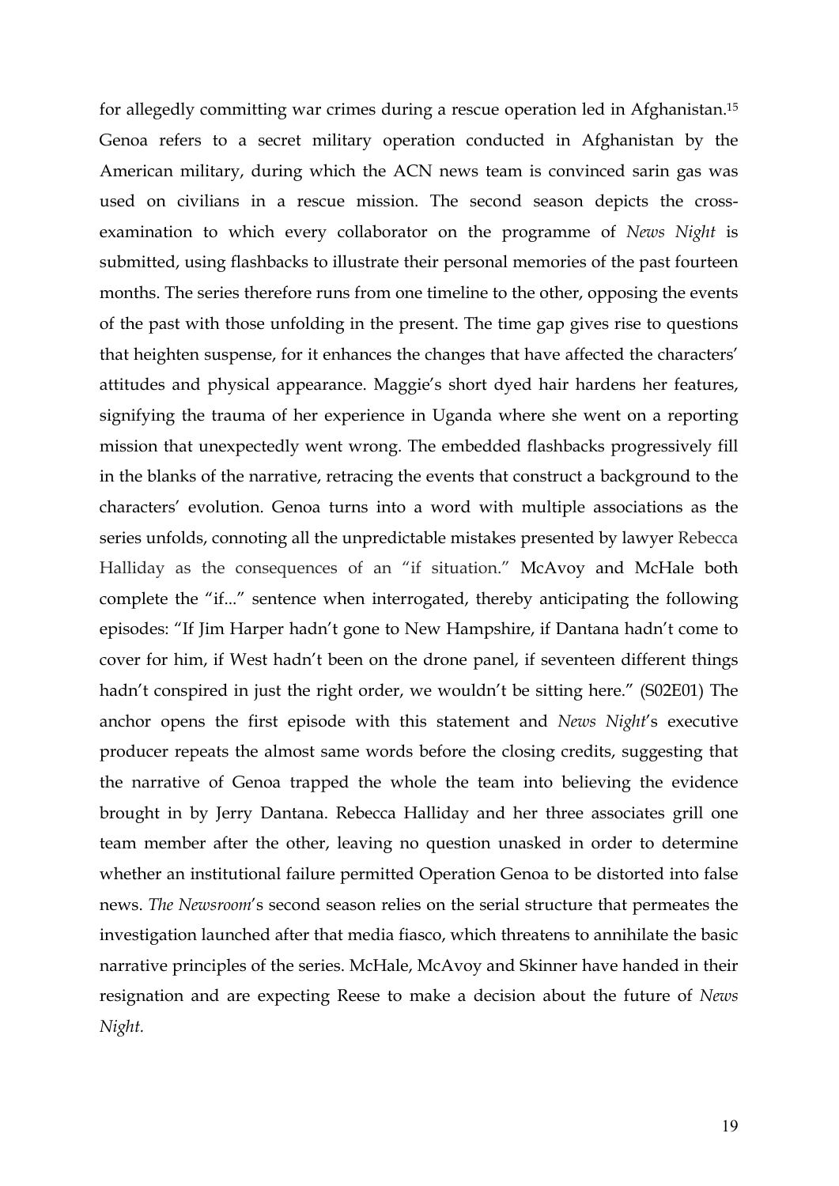for allegedly committing war crimes during a rescue operation led in Afghanistan.[15] Genoa refers to a secret military operation conducted in Afghanistan by the American military, during which the ACN news team is convinced sarin gas was used on civilians in a rescue mission. The second season depicts the cross-examination to which every collaborator on the programme of *News Night* is submitted, using flashbacks to illustrate their personal memories of the past fourteen months. The series therefore runs from one timeline to the other, opposing the events of the past with those unfolding in the present. The time gap gives rise to questions that heighten suspense, for it enhances the changes that have affected the characters' attitudes and physical appearance. Maggie's short dyed hair hardens her features, signifying the trauma of her experience in Uganda where she went on a reporting mission that unexpectedly went wrong. The embedded flashbacks progressively fill in the blanks of the narrative, retracing the events that construct a background to the characters' evolution. Genoa turns into a word with multiple associations as the series unfolds, connoting all the unpredictable mistakes presented by lawyer Rebecca Halliday as the consequences of an "if situation." McAvoy and McHale both complete the "if..." sentence when interrogated, thereby anticipating the following episodes: "If Jim Harper hadn't gone to New Hampshire, if Dantana hadn't come to cover for him, if West hadn't been on the drone panel, if seventeen different things hadn't conspired in just the right order, we wouldn't be sitting here." (S02E01) The anchor opens the first episode with this statement and *News Night*'s executive producer repeats the almost same words before the closing credits, suggesting that the narrative of Genoa trapped the whole the team into believing the evidence brought in by Jerry Dantana. Rebecca Halliday and her three associates grill one team member after the other, leaving no question unasked in order to determine whether an institutional failure permitted Operation Genoa to be distorted into false news. *The Newsroom*'s second season relies on the serial structure that permeates the investigation launched after that media fiasco, which threatens to annihilate the basic narrative principles of the series. McHale, McAvoy and Skinner have handed in their resignation and are expecting Reese to make a decision about the future of *News Night*.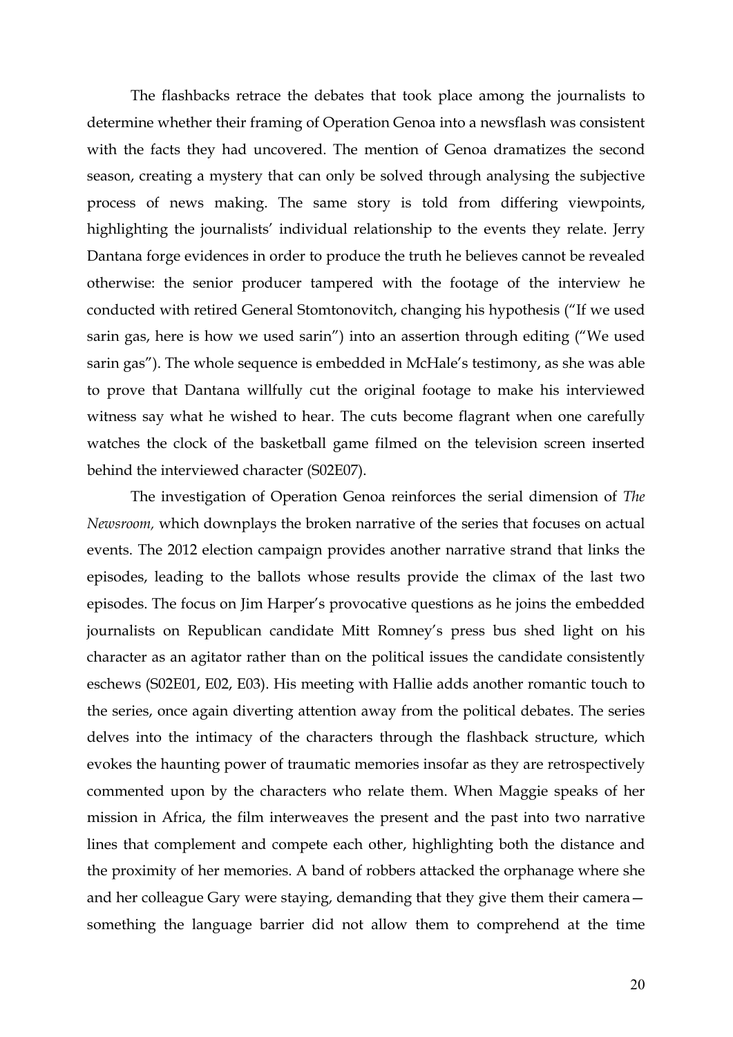The flashbacks retrace the debates that took place among the journalists to determine whether their framing of Operation Genoa into a newsflash was consistent with the facts they had uncovered. The mention of Genoa dramatizes the second season, creating a mystery that can only be solved through analysing the subjective process of news making. The same story is told from differing viewpoints, highlighting the journalists' individual relationship to the events they relate. Jerry Dantana forge evidences in order to produce the truth he believes cannot be revealed otherwise: the senior producer tampered with the footage of the interview he conducted with retired General Stomtonovitch, changing his hypothesis ("If we used sarin gas, here is how we used sarin") into an assertion through editing ("We used sarin gas"). The whole sequence is embedded in McHale's testimony, as she was able to prove that Dantana willfully cut the original footage to make his interviewed witness say what he wished to hear. The cuts become flagrant when one carefully watches the clock of the basketball game filmed on the television screen inserted behind the interviewed character (S02E07).

The investigation of Operation Genoa reinforces the serial dimension of *The Newsroom,* which downplays the broken narrative of the series that focuses on actual events. The 2012 election campaign provides another narrative strand that links the episodes, leading to the ballots whose results provide the climax of the last two episodes. The focus on Jim Harper's provocative questions as he joins the embedded journalists on Republican candidate Mitt Romney's press bus shed light on his character as an agitator rather than on the political issues the candidate consistently eschews (S02E01, E02, E03). His meeting with Hallie adds another romantic touch to the series, once again diverting attention away from the political debates. The series delves into the intimacy of the characters through the flashback structure, which evokes the haunting power of traumatic memories insofar as they are retrospectively commented upon by the characters who relate them. When Maggie speaks of her mission in Africa, the film interweaves the present and the past into two narrative lines that complement and compete each other, highlighting both the distance and the proximity of her memories. A band of robbers attacked the orphanage where she and her colleague Gary were staying, demanding that they give them their camera—something the language barrier did not allow them to comprehend at the time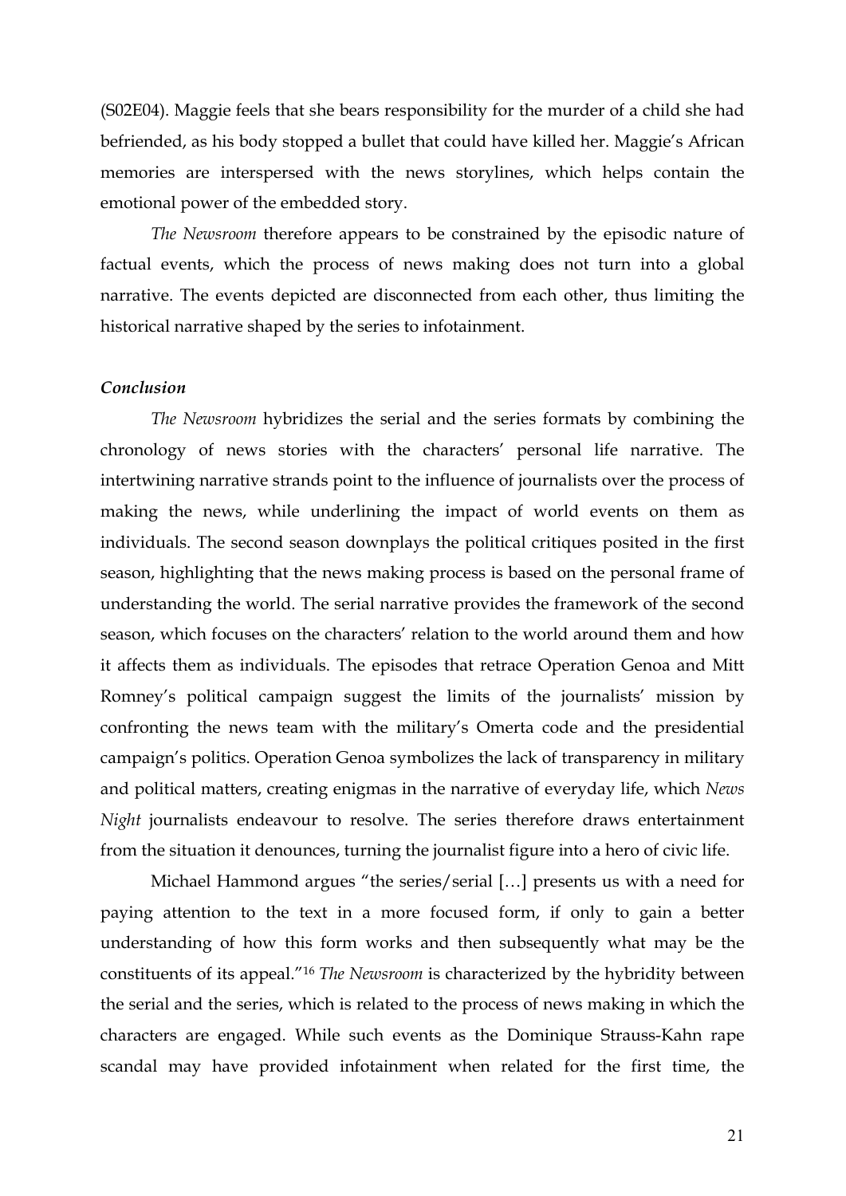(S02E04). Maggie feels that she bears responsibility for the murder of a child she had befriended, as his body stopped a bullet that could have killed her. Maggie's African memories are interspersed with the news storylines, which helps contain the emotional power of the embedded story.

*The Newsroom* therefore appears to be constrained by the episodic nature of factual events, which the process of news making does not turn into a global narrative. The events depicted are disconnected from each other, thus limiting the historical narrative shaped by the series to infotainment.

### *Conclusion*

*The Newsroom* hybridizes the serial and the series formats by combining the chronology of news stories with the characters' personal life narrative. The intertwining narrative strands point to the influence of journalists over the process of making the news, while underlining the impact of world events on them as individuals. The second season downplays the political critiques posited in the first season, highlighting that the news making process is based on the personal frame of understanding the world. The serial narrative provides the framework of the second season, which focuses on the characters' relation to the world around them and how it affects them as individuals. The episodes that retrace Operation Genoa and Mitt Romney's political campaign suggest the limits of the journalists' mission by confronting the news team with the military's Omerta code and the presidential campaign's politics. Operation Genoa symbolizes the lack of transparency in military and political matters, creating enigmas in the narrative of everyday life, which *News Night* journalists endeavour to resolve. The series therefore draws entertainment from the situation it denounces, turning the journalist figure into a hero of civic life.

Michael Hammond argues "the series/serial […] presents us with a need for paying attention to the text in a more focused form, if only to gain a better understanding of how this form works and then subsequently what may be the constituents of its appeal."[16] *The Newsroom* is characterized by the hybridity between the serial and the series, which is related to the process of news making in which the characters are engaged. While such events as the Dominique Strauss-Kahn rape scandal may have provided infotainment when related for the first time, the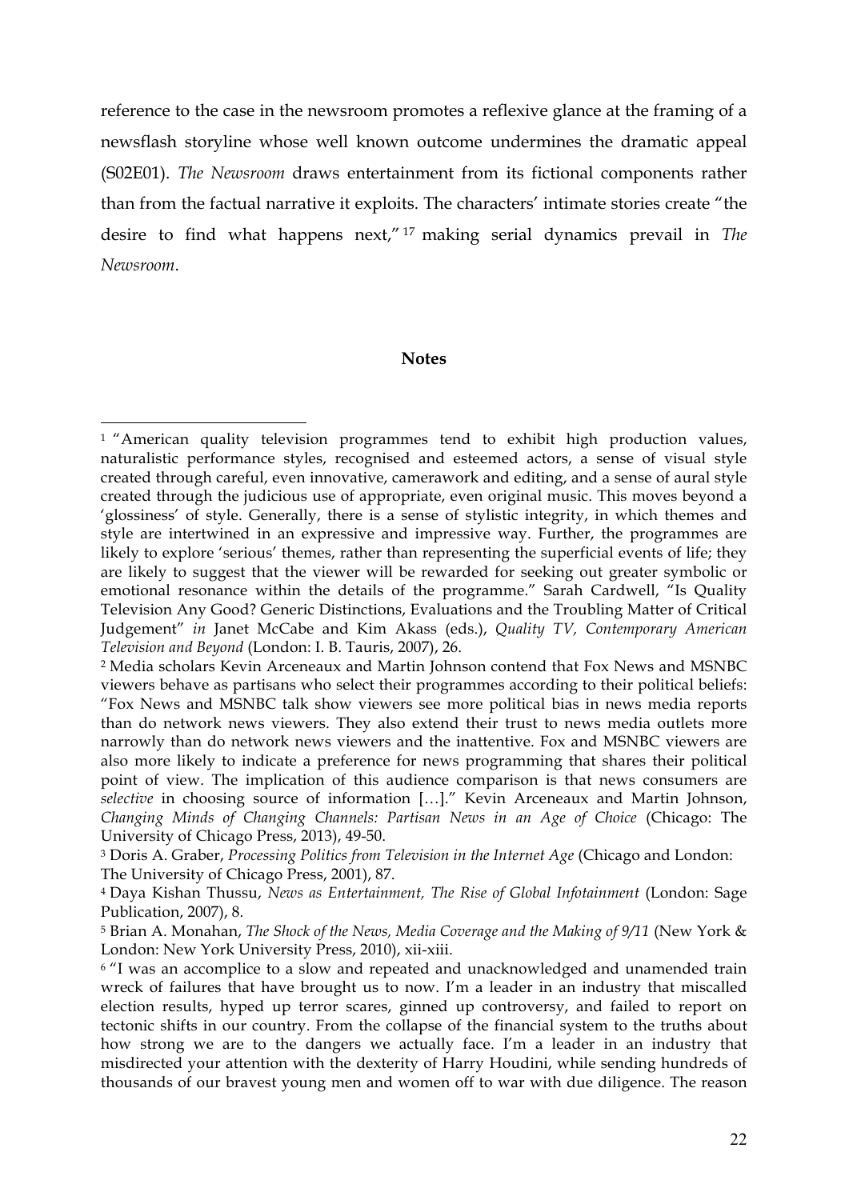reference to the case in the newsroom promotes a reflexive glance at the framing of a newsflash storyline whose well known outcome undermines the dramatic appeal (S02E01). *The Newsroom* draws entertainment from its fictional components rather than from the factual narrative it exploits. The characters' intimate stories create "the desire to find what happens next," [17] making serial dynamics prevail in *The Newsroom*.

**Notes**

[1] "American quality television programmes tend to exhibit high production values, naturalistic performance styles, recognised and esteemed actors, a sense of visual style created through careful, even innovative, camerawork and editing, and a sense of aural style created through the judicious use of appropriate, even original music. This moves beyond a 'glossiness' of style. Generally, there is a sense of stylistic integrity, in which themes and style are intertwined in an expressive and impressive way. Further, the programmes are likely to explore 'serious' themes, rather than representing the superficial events of life; they are likely to suggest that the viewer will be rewarded for seeking out greater symbolic or emotional resonance within the details of the programme." Sarah Cardwell, "Is Quality Television Any Good? Generic Distinctions, Evaluations and the Troubling Matter of Critical Judgement" *in* Janet McCabe and Kim Akass (eds.), *Quality TV, Contemporary American Television and Beyond* (London: I. B. Tauris, 2007), 26.

[2] Media scholars Kevin Arceneaux and Martin Johnson contend that Fox News and MSNBC viewers behave as partisans who select their programmes according to their political beliefs: "Fox News and MSNBC talk show viewers see more political bias in news media reports than do network news viewers. They also extend their trust to news media outlets more narrowly than do network news viewers and the inattentive. Fox and MSNBC viewers are also more likely to indicate a preference for news programming that shares their political point of view. The implication of this audience comparison is that news consumers are *selective* in choosing source of information […]." Kevin Arceneaux and Martin Johnson, *Changing Minds of Changing Channels: Partisan News in an Age of Choice* (Chicago: The University of Chicago Press, 2013), 49-50.

[3] Doris A. Graber, *Processing Politics from Television in the Internet Age* (Chicago and London: The University of Chicago Press, 2001), 87.

[4] Daya Kishan Thussu, *News as Entertainment, The Rise of Global Infotainment* (London: Sage Publication, 2007), 8.

[5] Brian A. Monahan, *The Shock of the News, Media Coverage and the Making of 9/11* (New York & London: New York University Press, 2010), xii-xiii.

[6] "I was an accomplice to a slow and repeated and unacknowledged and unamended train wreck of failures that have brought us to now. I'm a leader in an industry that miscalled election results, hyped up terror scares, ginned up controversy, and failed to report on tectonic shifts in our country. From the collapse of the financial system to the truths about how strong we are to the dangers we actually face. I'm a leader in an industry that misdirected your attention with the dexterity of Harry Houdini, while sending hundreds of thousands of our bravest young men and women off to war with due diligence. The reason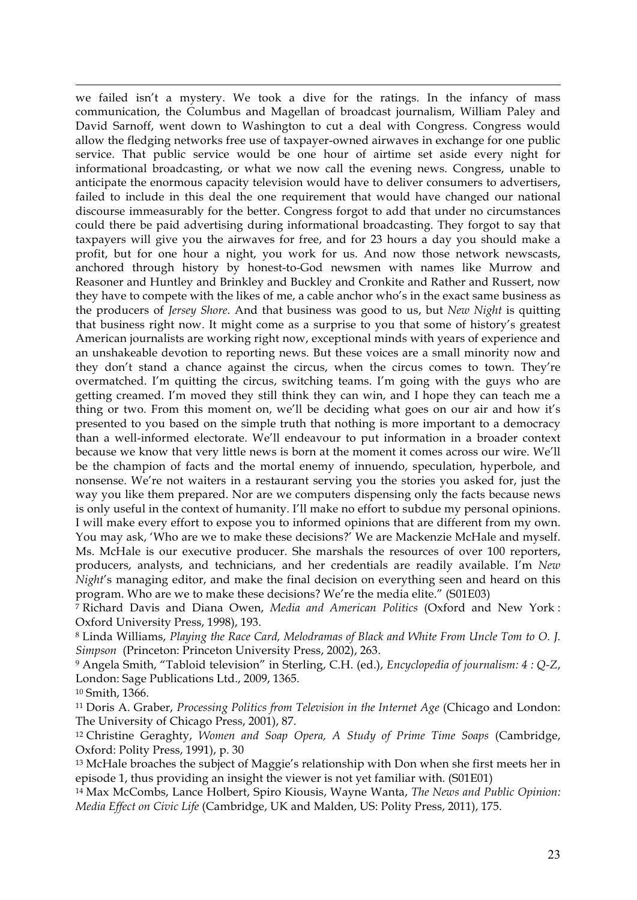we failed isn't a mystery. We took a dive for the ratings. In the infancy of mass communication, the Columbus and Magellan of broadcast journalism, William Paley and David Sarnoff, went down to Washington to cut a deal with Congress. Congress would allow the fledging networks free use of taxpayer-owned airwaves in exchange for one public service. That public service would be one hour of airtime set aside every night for informational broadcasting, or what we now call the evening news. Congress, unable to anticipate the enormous capacity television would have to deliver consumers to advertisers, failed to include in this deal the one requirement that would have changed our national discourse immeasurably for the better. Congress forgot to add that under no circumstances could there be paid advertising during informational broadcasting. They forgot to say that taxpayers will give you the airwaves for free, and for 23 hours a day you should make a profit, but for one hour a night, you work for us. And now those network newscasts, anchored through history by honest-to-God newsmen with names like Murrow and Reasoner and Huntley and Brinkley and Buckley and Cronkite and Rather and Russert, now they have to compete with the likes of me, a cable anchor who's in the exact same business as the producers of *Jersey Shore*. And that business was good to us, but *New Night* is quitting that business right now. It might come as a surprise to you that some of history's greatest American journalists are working right now, exceptional minds with years of experience and an unshakeable devotion to reporting news. But these voices are a small minority now and they don't stand a chance against the circus, when the circus comes to town. They're overmatched. I'm quitting the circus, switching teams. I'm going with the guys who are getting creamed. I'm moved they still think they can win, and I hope they can teach me a thing or two. From this moment on, we'll be deciding what goes on our air and how it's presented to you based on the simple truth that nothing is more important to a democracy than a well-informed electorate. We'll endeavour to put information in a broader context because we know that very little news is born at the moment it comes across our wire. We'll be the champion of facts and the mortal enemy of innuendo, speculation, hyperbole, and nonsense. We're not waiters in a restaurant serving you the stories you asked for, just the way you like them prepared. Nor are we computers dispensing only the facts because news is only useful in the context of humanity. I'll make no effort to subdue my personal opinions. I will make every effort to expose you to informed opinions that are different from my own. You may ask, 'Who are we to make these decisions?' We are Mackenzie McHale and myself. Ms. McHale is our executive producer. She marshals the resources of over 100 reporters, producers, analysts, and technicians, and her credentials are readily available. I'm *New Night*'s managing editor, and make the final decision on everything seen and heard on this program. Who are we to make these decisions? We're the media elite." (S01E03)

[7] Richard Davis and Diana Owen, *Media and American Politics* (Oxford and New York : Oxford University Press, 1998), 193.

[8] Linda Williams, *Playing the Race Card, Melodramas of Black and White From Uncle Tom to O. J. Simpson* (Princeton: Princeton University Press, 2002), 263.

[9] Angela Smith, "Tabloid television" in Sterling, C.H. (ed.), *Encyclopedia of journalism: 4 : Q-Z*, London: Sage Publications Ltd., 2009, 1365.

[10] Smith, 1366.

[11] Doris A. Graber, *Processing Politics from Television in the Internet Age* (Chicago and London: The University of Chicago Press, 2001), 87.

[12] Christine Geraghty, *Women and Soap Opera, A Study of Prime Time Soaps* (Cambridge, Oxford: Polity Press, 1991), p. 30

[13] McHale broaches the subject of Maggie's relationship with Don when she first meets her in episode 1, thus providing an insight the viewer is not yet familiar with. (S01E01)

[14] Max McCombs, Lance Holbert, Spiro Kiousis, Wayne Wanta, *The News and Public Opinion: Media Effect on Civic Life* (Cambridge, UK and Malden, US: Polity Press, 2011), 175.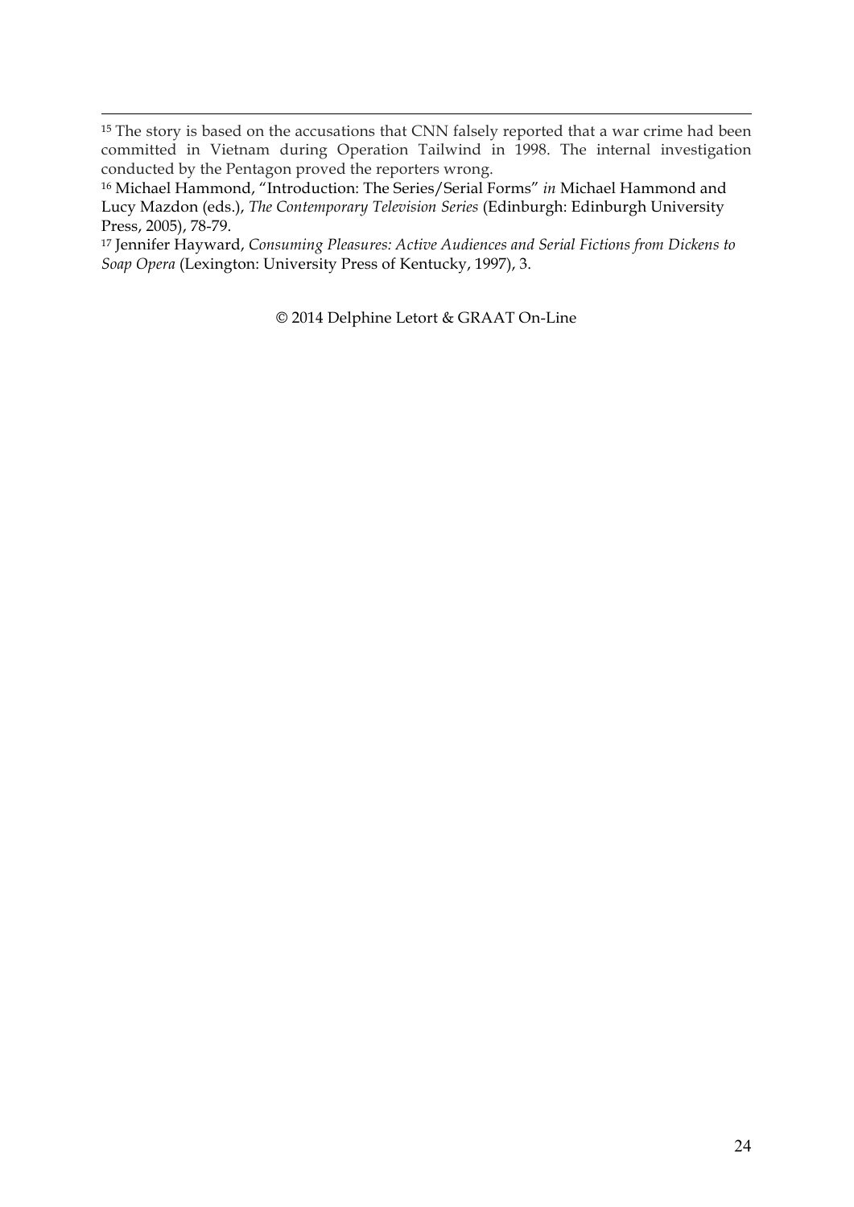[15] The story is based on the accusations that CNN falsely reported that a war crime had been committed in Vietnam during Operation Tailwind in 1998. The internal investigation conducted by the Pentagon proved the reporters wrong.

[16] Michael Hammond, "Introduction: The Series/Serial Forms" *in* Michael Hammond and Lucy Mazdon (eds.), *The Contemporary Television Series* (Edinburgh: Edinburgh University Press, 2005), 78-79.

[17] Jennifer Hayward, *Consuming Pleasures: Active Audiences and Serial Fictions from Dickens to Soap Opera* (Lexington: University Press of Kentucky, 1997), 3.

© 2014 Delphine Letort & GRAAT On-Line